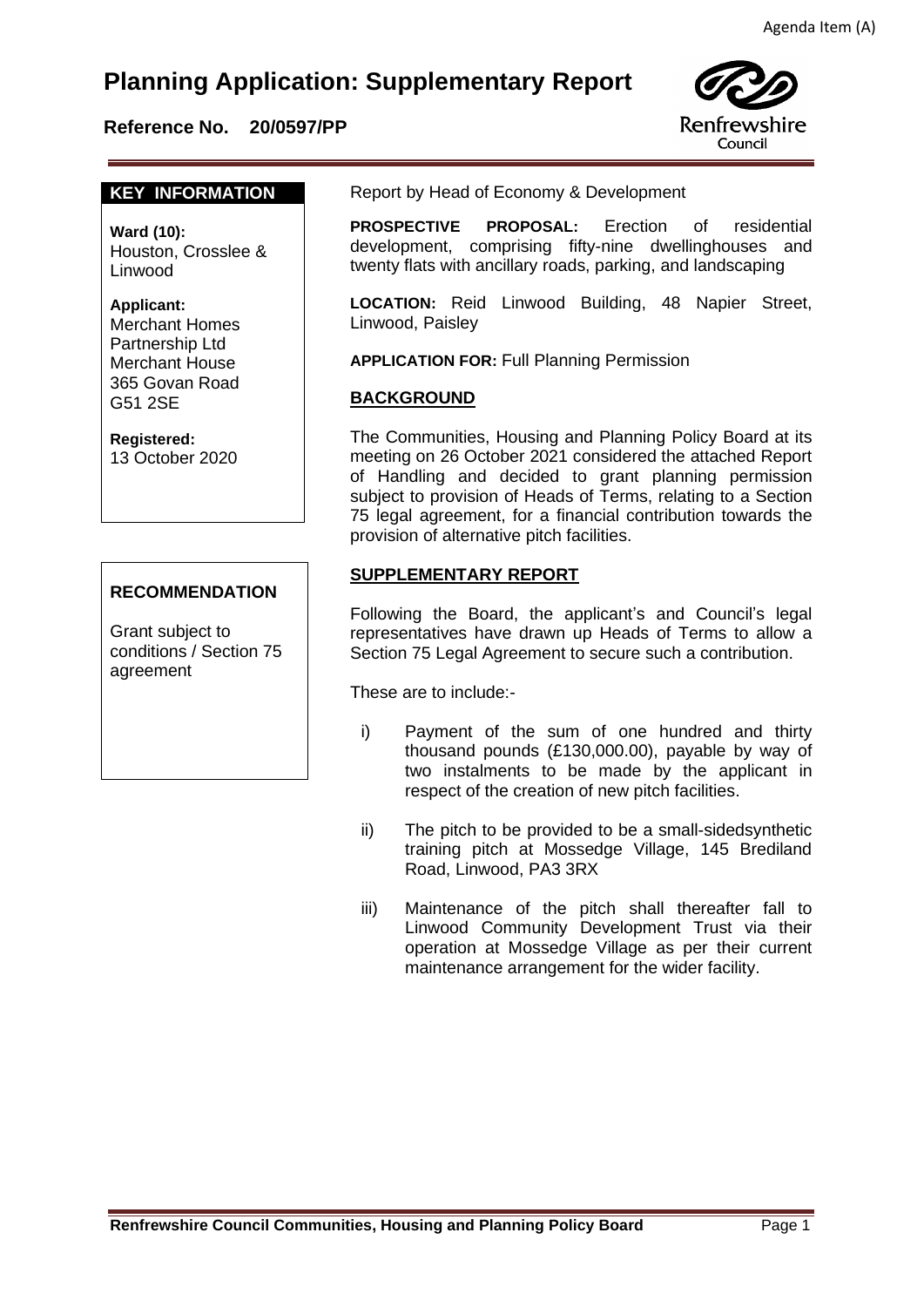Agenda Item (A)

# Planning Application: Supplementary Report

**Reference No. 20/0597/PP**

Renfrewshire Council

## KEY INFORMATION

**Ward (10):**
Houston, Crosslee & Linwood

**Applicant:**
Merchant Homes Partnership Ltd
Merchant House
365 Govan Road
G51 2SE

**Registered:**
13 October 2020

## RECOMMENDATION

Grant subject to conditions / Section 75 agreement

Report by Head of Economy & Development

**PROSPECTIVE PROPOSAL:** Erection of residential development, comprising fifty-nine dwellinghouses and twenty flats with ancillary roads, parking, and landscaping

**LOCATION:** Reid Linwood Building, 48 Napier Street, Linwood, Paisley

**APPLICATION FOR:** Full Planning Permission

## BACKGROUND

The Communities, Housing and Planning Policy Board at its meeting on 26 October 2021 considered the attached Report of Handling and decided to grant planning permission subject to provision of Heads of Terms, relating to a Section 75 legal agreement, for a financial contribution towards the provision of alternative pitch facilities.

## SUPPLEMENTARY REPORT

Following the Board, the applicant's and Council's legal representatives have drawn up Heads of Terms to allow a Section 75 Legal Agreement to secure such a contribution.

These are to include:-

i) Payment of the sum of one hundred and thirty thousand pounds (£130,000.00), payable by way of two instalments to be made by the applicant in respect of the creation of new pitch facilities.

ii) The pitch to be provided to be a small-sidedsynthetic training pitch at Mossedge Village, 145 Brediland Road, Linwood, PA3 3RX

iii) Maintenance of the pitch shall thereafter fall to Linwood Community Development Trust via their operation at Mossedge Village as per their current maintenance arrangement for the wider facility.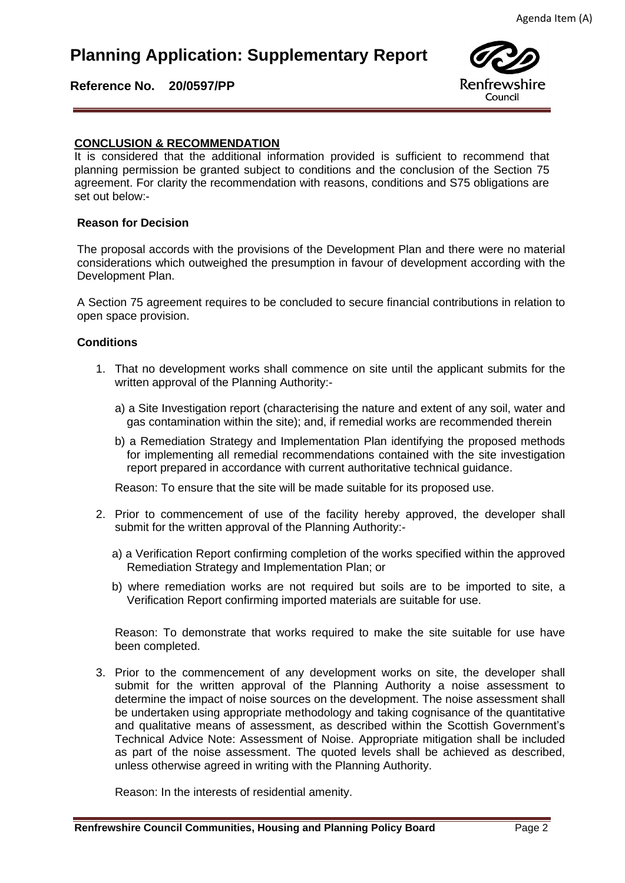# Planning Application: Supplementary Report

**Reference No. 20/0597/PP**

**CONCLUSION & RECOMMENDATION**

It is considered that the additional information provided is sufficient to recommend that planning permission be granted subject to conditions and the conclusion of the Section 75 agreement. For clarity the recommendation with reasons, conditions and S75 obligations are set out below:-

**Reason for Decision**

The proposal accords with the provisions of the Development Plan and there were no material considerations which outweighed the presumption in favour of development according with the Development Plan.

A Section 75 agreement requires to be concluded to secure financial contributions in relation to open space provision.

**Conditions**

1. That no development works shall commence on site until the applicant submits for the written approval of the Planning Authority:-

   a) a Site Investigation report (characterising the nature and extent of any soil, water and gas contamination within the site); and, if remedial works are recommended therein

   b) a Remediation Strategy and Implementation Plan identifying the proposed methods for implementing all remedial recommendations contained with the site investigation report prepared in accordance with current authoritative technical guidance.

   Reason: To ensure that the site will be made suitable for its proposed use.

2. Prior to commencement of use of the facility hereby approved, the developer shall submit for the written approval of the Planning Authority:-

   a) a Verification Report confirming completion of the works specified within the approved Remediation Strategy and Implementation Plan; or

   b) where remediation works are not required but soils are to be imported to site, a Verification Report confirming imported materials are suitable for use.

   Reason: To demonstrate that works required to make the site suitable for use have been completed.

3. Prior to the commencement of any development works on site, the developer shall submit for the written approval of the Planning Authority a noise assessment to determine the impact of noise sources on the development. The noise assessment shall be undertaken using appropriate methodology and taking cognisance of the quantitative and qualitative means of assessment, as described within the Scottish Government's Technical Advice Note: Assessment of Noise. Appropriate mitigation shall be included as part of the noise assessment. The quoted levels shall be achieved as described, unless otherwise agreed in writing with the Planning Authority.

   Reason: In the interests of residential amenity.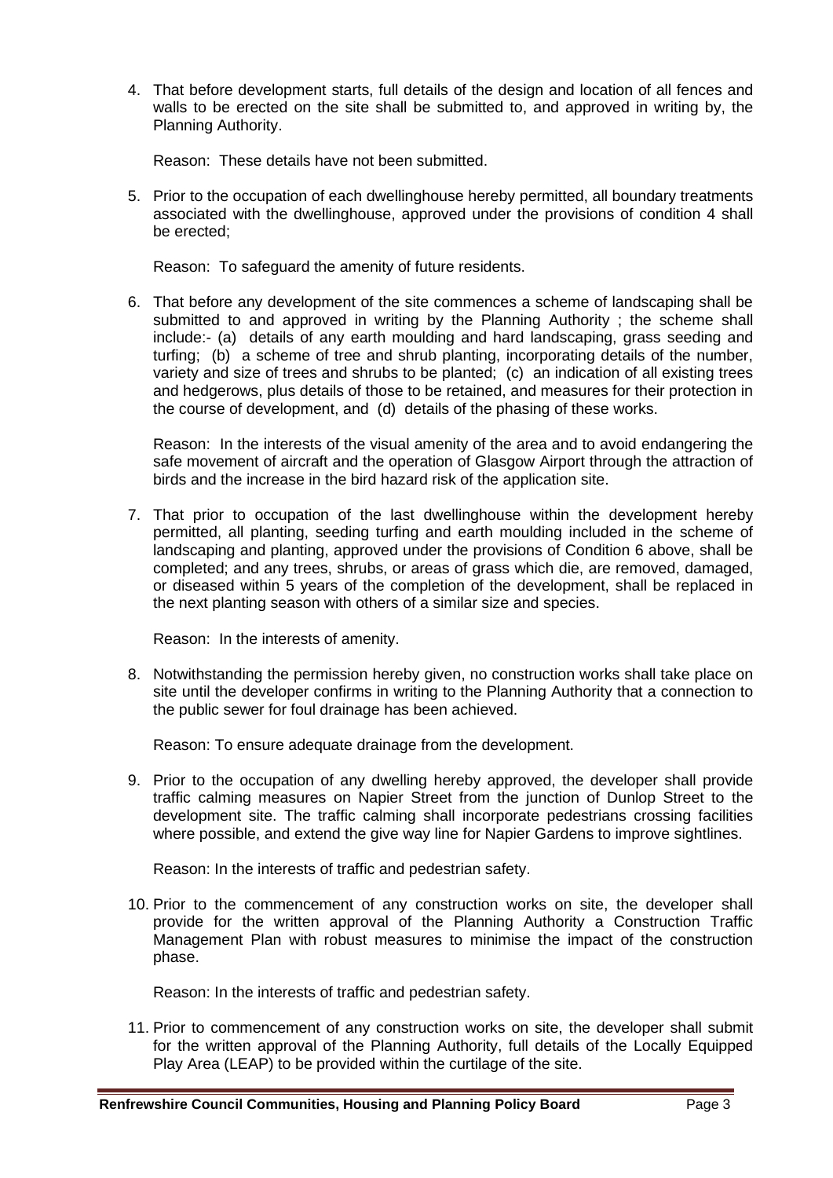4. That before development starts, full details of the design and location of all fences and walls to be erected on the site shall be submitted to, and approved in writing by, the Planning Authority.

   Reason: These details have not been submitted.

5. Prior to the occupation of each dwellinghouse hereby permitted, all boundary treatments associated with the dwellinghouse, approved under the provisions of condition 4 shall be erected;

   Reason: To safeguard the amenity of future residents.

6. That before any development of the site commences a scheme of landscaping shall be submitted to and approved in writing by the Planning Authority ; the scheme shall include:- (a) details of any earth moulding and hard landscaping, grass seeding and turfing; (b) a scheme of tree and shrub planting, incorporating details of the number, variety and size of trees and shrubs to be planted; (c) an indication of all existing trees and hedgerows, plus details of those to be retained, and measures for their protection in the course of development, and (d) details of the phasing of these works.

   Reason: In the interests of the visual amenity of the area and to avoid endangering the safe movement of aircraft and the operation of Glasgow Airport through the attraction of birds and the increase in the bird hazard risk of the application site.

7. That prior to occupation of the last dwellinghouse within the development hereby permitted, all planting, seeding turfing and earth moulding included in the scheme of landscaping and planting, approved under the provisions of Condition 6 above, shall be completed; and any trees, shrubs, or areas of grass which die, are removed, damaged, or diseased within 5 years of the completion of the development, shall be replaced in the next planting season with others of a similar size and species.

   Reason: In the interests of amenity.

8. Notwithstanding the permission hereby given, no construction works shall take place on site until the developer confirms in writing to the Planning Authority that a connection to the public sewer for foul drainage has been achieved.

   Reason: To ensure adequate drainage from the development.

9. Prior to the occupation of any dwelling hereby approved, the developer shall provide traffic calming measures on Napier Street from the junction of Dunlop Street to the development site. The traffic calming shall incorporate pedestrians crossing facilities where possible, and extend the give way line for Napier Gardens to improve sightlines.

   Reason: In the interests of traffic and pedestrian safety.

10. Prior to the commencement of any construction works on site, the developer shall provide for the written approval of the Planning Authority a Construction Traffic Management Plan with robust measures to minimise the impact of the construction phase.

    Reason: In the interests of traffic and pedestrian safety.

11. Prior to commencement of any construction works on site, the developer shall submit for the written approval of the Planning Authority, full details of the Locally Equipped Play Area (LEAP) to be provided within the curtilage of the site.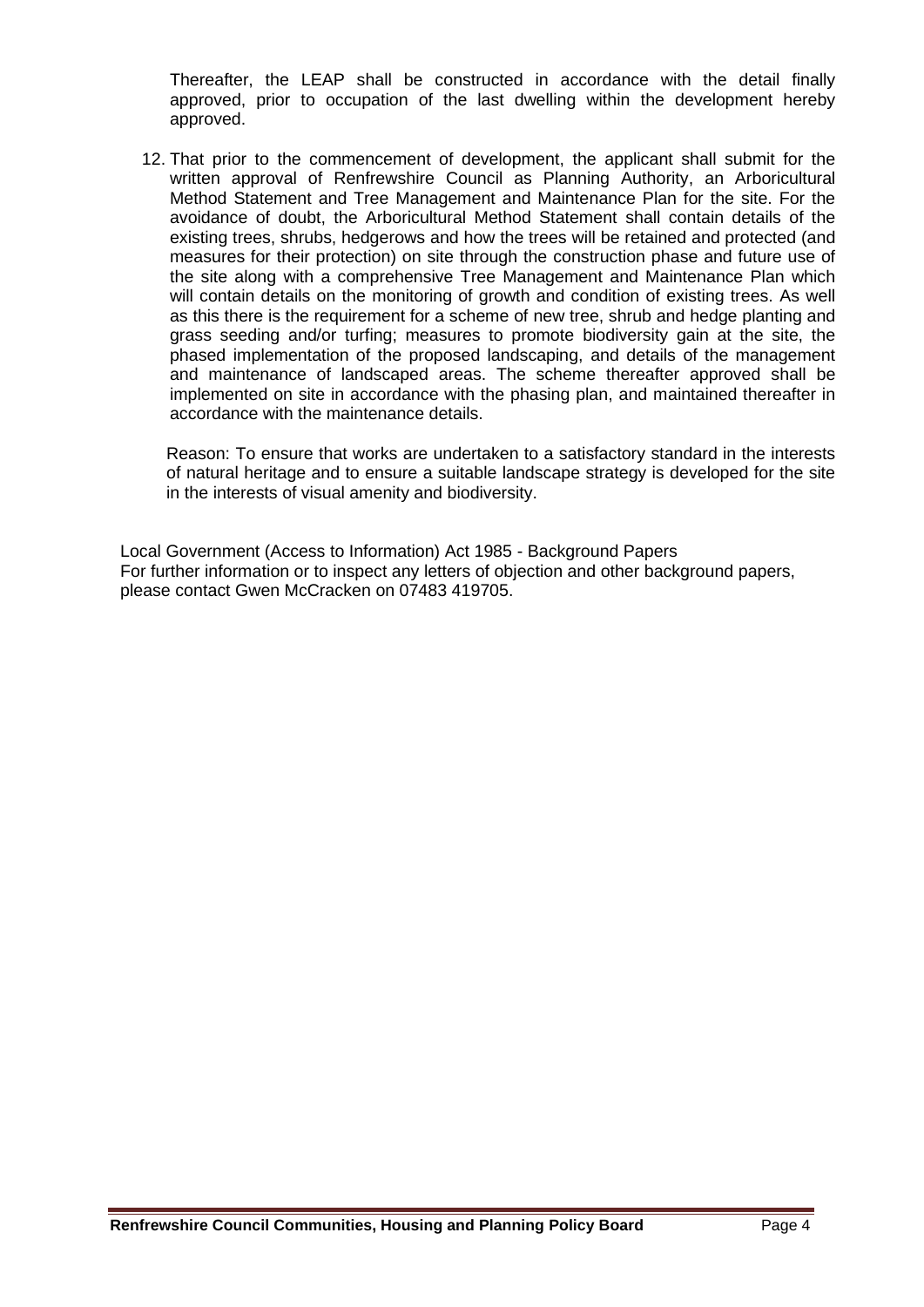Thereafter, the LEAP shall be constructed in accordance with the detail finally approved, prior to occupation of the last dwelling within the development hereby approved.

12. That prior to the commencement of development, the applicant shall submit for the written approval of Renfrewshire Council as Planning Authority, an Arboricultural Method Statement and Tree Management and Maintenance Plan for the site. For the avoidance of doubt, the Arboricultural Method Statement shall contain details of the existing trees, shrubs, hedgerows and how the trees will be retained and protected (and measures for their protection) on site through the construction phase and future use of the site along with a comprehensive Tree Management and Maintenance Plan which will contain details on the monitoring of growth and condition of existing trees. As well as this there is the requirement for a scheme of new tree, shrub and hedge planting and grass seeding and/or turfing; measures to promote biodiversity gain at the site, the phased implementation of the proposed landscaping, and details of the management and maintenance of landscaped areas. The scheme thereafter approved shall be implemented on site in accordance with the phasing plan, and maintained thereafter in accordance with the maintenance details.

    Reason: To ensure that works are undertaken to a satisfactory standard in the interests of natural heritage and to ensure a suitable landscape strategy is developed for the site in the interests of visual amenity and biodiversity.

Local Government (Access to Information) Act 1985 - Background Papers
For further information or to inspect any letters of objection and other background papers, please contact Gwen McCracken on 07483 419705.